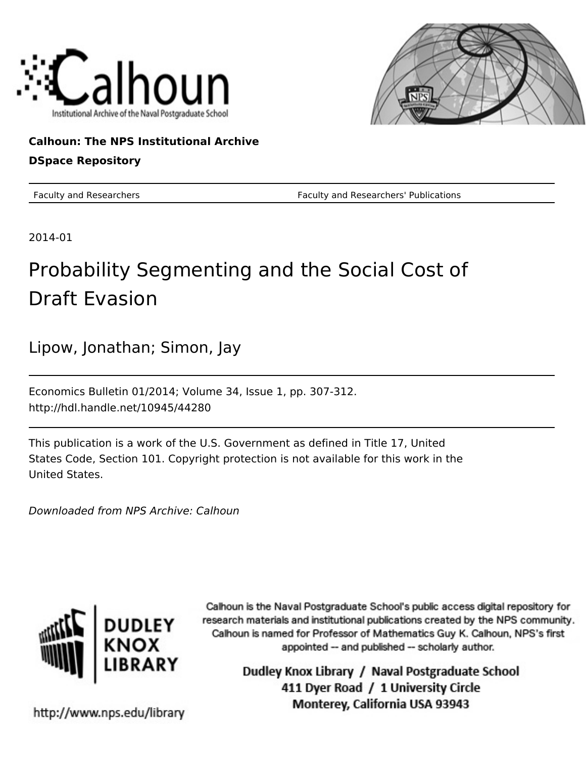Calhoun: The NPS Institutional Archive

DSpace Repository

Faculty and Researchers — Faculty and Researchers' Publications

2014-01

# Probability Segmenting and the Social Cost of Draft Evasion

Lipow, Jonathan; Simon, Jay

Economics Bulletin 01/2014; Volume 34, Issue 1, pp. 307-312.
http://hdl.handle.net/10945/44280

This publication is a work of the U.S. Government as defined in Title 17, United States Code, Section 101. Copyright protection is not available for this work in the United States.

*Downloaded from NPS Archive: Calhoun*

Calhoun is the Naval Postgraduate School's public access digital repository for research materials and institutional publications created by the NPS community. Calhoun is named for Professor of Mathematics Guy K. Calhoun, NPS's first appointed -- and published -- scholarly author.

Dudley Knox Library / Naval Postgraduate School
411 Dyer Road / 1 University Circle
Monterey, California USA 93943

http://www.nps.edu/library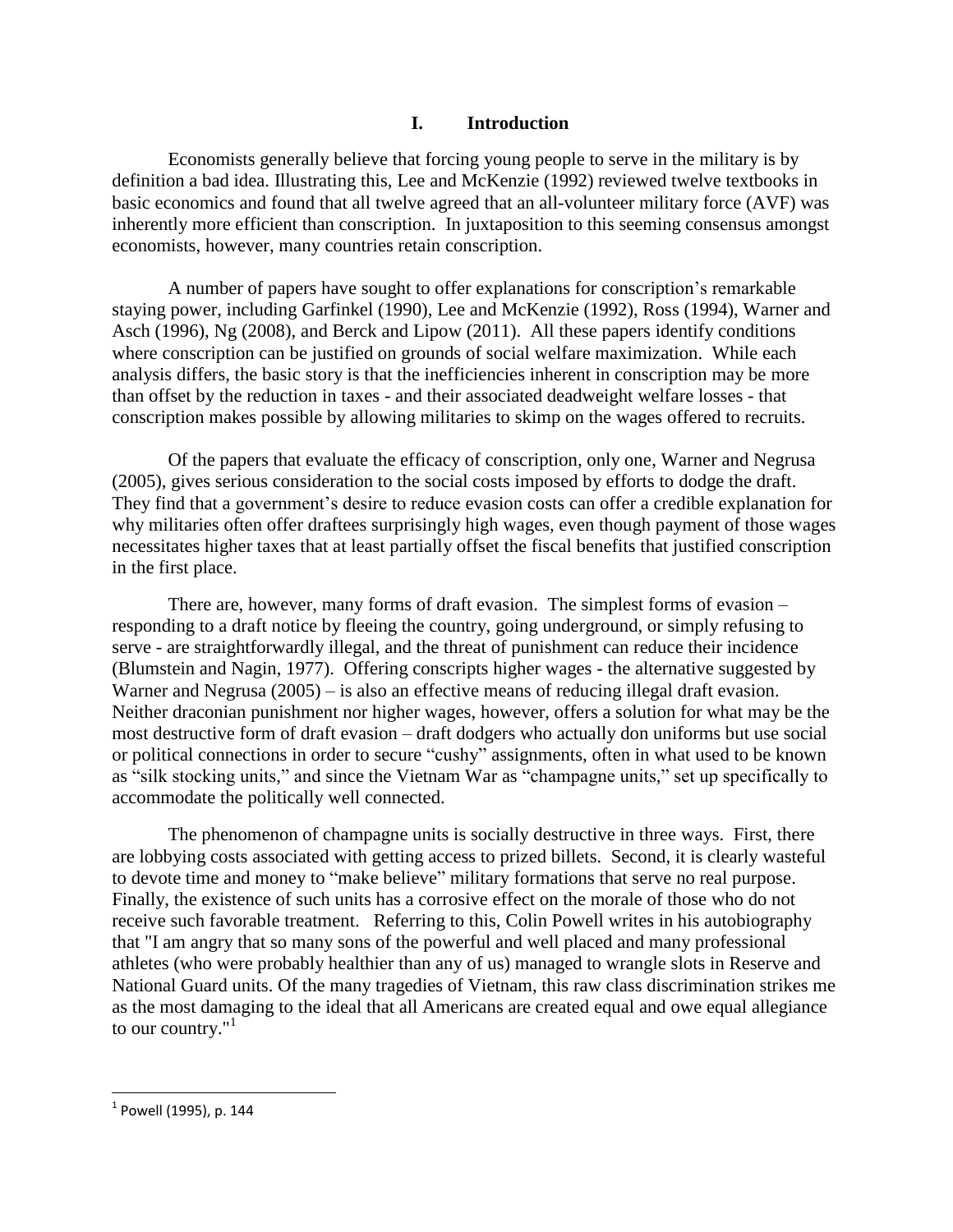## I. Introduction

Economists generally believe that forcing young people to serve in the military is by definition a bad idea. Illustrating this, Lee and McKenzie (1992) reviewed twelve textbooks in basic economics and found that all twelve agreed that an all-volunteer military force (AVF) was inherently more efficient than conscription. In juxtaposition to this seeming consensus amongst economists, however, many countries retain conscription.

A number of papers have sought to offer explanations for conscription's remarkable staying power, including Garfinkel (1990), Lee and McKenzie (1992), Ross (1994), Warner and Asch (1996), Ng (2008), and Berck and Lipow (2011). All these papers identify conditions where conscription can be justified on grounds of social welfare maximization. While each analysis differs, the basic story is that the inefficiencies inherent in conscription may be more than offset by the reduction in taxes - and their associated deadweight welfare losses - that conscription makes possible by allowing militaries to skimp on the wages offered to recruits.

Of the papers that evaluate the efficacy of conscription, only one, Warner and Negrusa (2005), gives serious consideration to the social costs imposed by efforts to dodge the draft. They find that a government's desire to reduce evasion costs can offer a credible explanation for why militaries often offer draftees surprisingly high wages, even though payment of those wages necessitates higher taxes that at least partially offset the fiscal benefits that justified conscription in the first place.

There are, however, many forms of draft evasion. The simplest forms of evasion – responding to a draft notice by fleeing the country, going underground, or simply refusing to serve - are straightforwardly illegal, and the threat of punishment can reduce their incidence (Blumstein and Nagin, 1977). Offering conscripts higher wages - the alternative suggested by Warner and Negrusa (2005) – is also an effective means of reducing illegal draft evasion. Neither draconian punishment nor higher wages, however, offers a solution for what may be the most destructive form of draft evasion – draft dodgers who actually don uniforms but use social or political connections in order to secure "cushy" assignments, often in what used to be known as "silk stocking units," and since the Vietnam War as "champagne units," set up specifically to accommodate the politically well connected.

The phenomenon of champagne units is socially destructive in three ways. First, there are lobbying costs associated with getting access to prized billets. Second, it is clearly wasteful to devote time and money to "make believe" military formations that serve no real purpose. Finally, the existence of such units has a corrosive effect on the morale of those who do not receive such favorable treatment. Referring to this, Colin Powell writes in his autobiography that "I am angry that so many sons of the powerful and well placed and many professional athletes (who were probably healthier than any of us) managed to wrangle slots in Reserve and National Guard units. Of the many tragedies of Vietnam, this raw class discrimination strikes me as the most damaging to the ideal that all Americans are created equal and owe equal allegiance to our country."[1]

[1] Powell (1995), p. 144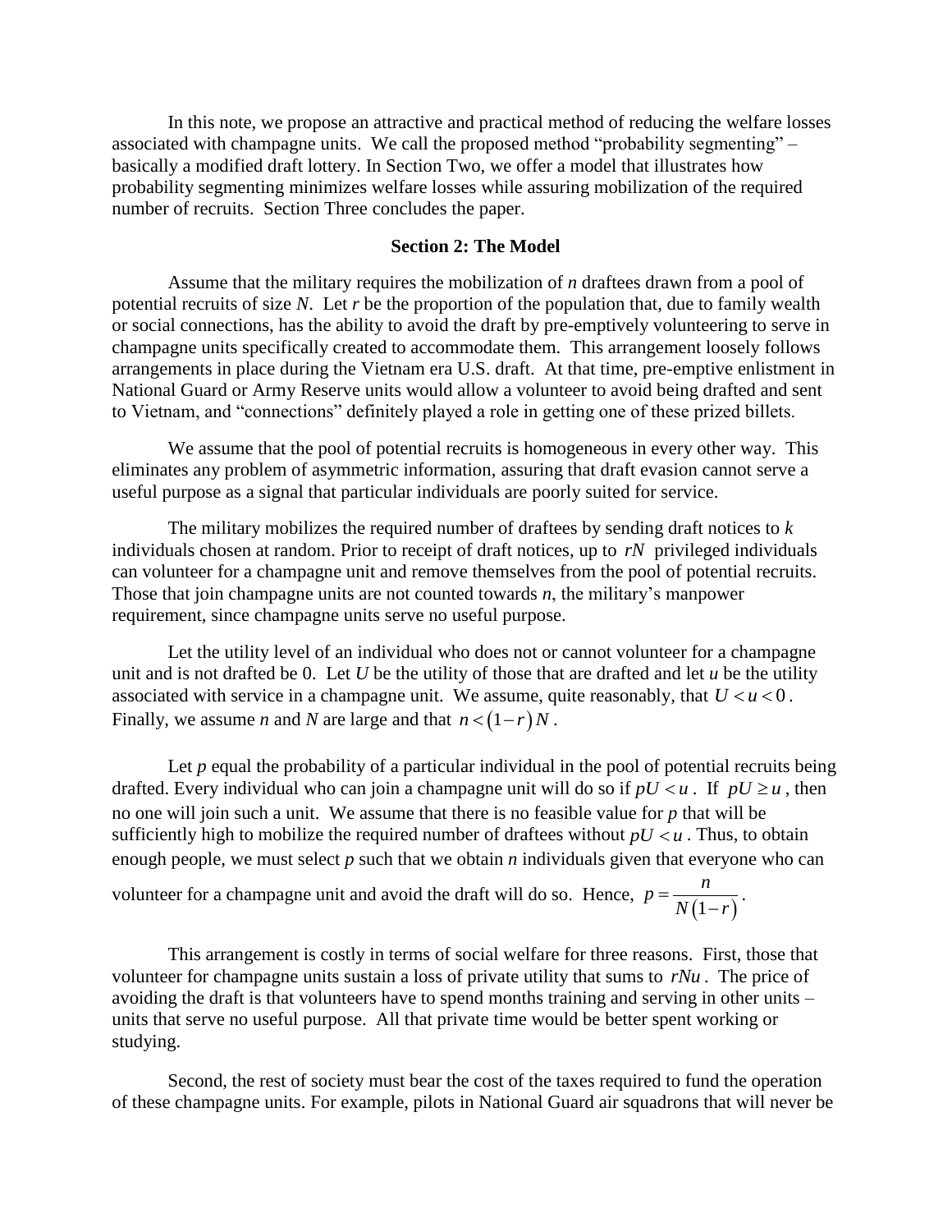In this note, we propose an attractive and practical method of reducing the welfare losses associated with champagne units. We call the proposed method "probability segmenting" – basically a modified draft lottery. In Section Two, we offer a model that illustrates how probability segmenting minimizes welfare losses while assuring mobilization of the required number of recruits. Section Three concludes the paper.

## Section 2: The Model

Assume that the military requires the mobilization of $n$ draftees drawn from a pool of potential recruits of size $N$. Let $r$ be the proportion of the population that, due to family wealth or social connections, has the ability to avoid the draft by pre-emptively volunteering to serve in champagne units specifically created to accommodate them. This arrangement loosely follows arrangements in place during the Vietnam era U.S. draft. At that time, pre-emptive enlistment in National Guard or Army Reserve units would allow a volunteer to avoid being drafted and sent to Vietnam, and "connections" definitely played a role in getting one of these prized billets.

We assume that the pool of potential recruits is homogeneous in every other way. This eliminates any problem of asymmetric information, assuring that draft evasion cannot serve a useful purpose as a signal that particular individuals are poorly suited for service.

The military mobilizes the required number of draftees by sending draft notices to $k$ individuals chosen at random. Prior to receipt of draft notices, up to $rN$ privileged individuals can volunteer for a champagne unit and remove themselves from the pool of potential recruits. Those that join champagne units are not counted towards $n$, the military's manpower requirement, since champagne units serve no useful purpose.

Let the utility level of an individual who does not or cannot volunteer for a champagne unit and is not drafted be 0. Let $U$ be the utility of those that are drafted and let $u$ be the utility associated with service in a champagne unit. We assume, quite reasonably, that $U < u < 0$. Finally, we assume $n$ and $N$ are large and that $n < (1-r)N$.

Let $p$ equal the probability of a particular individual in the pool of potential recruits being drafted. Every individual who can join a champagne unit will do so if $pU < u$. If $pU \geq u$, then no one will join such a unit. We assume that there is no feasible value for $p$ that will be sufficiently high to mobilize the required number of draftees without $pU < u$. Thus, to obtain enough people, we must select $p$ such that we obtain $n$ individuals given that everyone who can volunteer for a champagne unit and avoid the draft will do so. Hence, $p = \frac{n}{N(1-r)}$.

This arrangement is costly in terms of social welfare for three reasons. First, those that volunteer for champagne units sustain a loss of private utility that sums to $rNu$. The price of avoiding the draft is that volunteers have to spend months training and serving in other units – units that serve no useful purpose. All that private time would be better spent working or studying.

Second, the rest of society must bear the cost of the taxes required to fund the operation of these champagne units. For example, pilots in National Guard air squadrons that will never be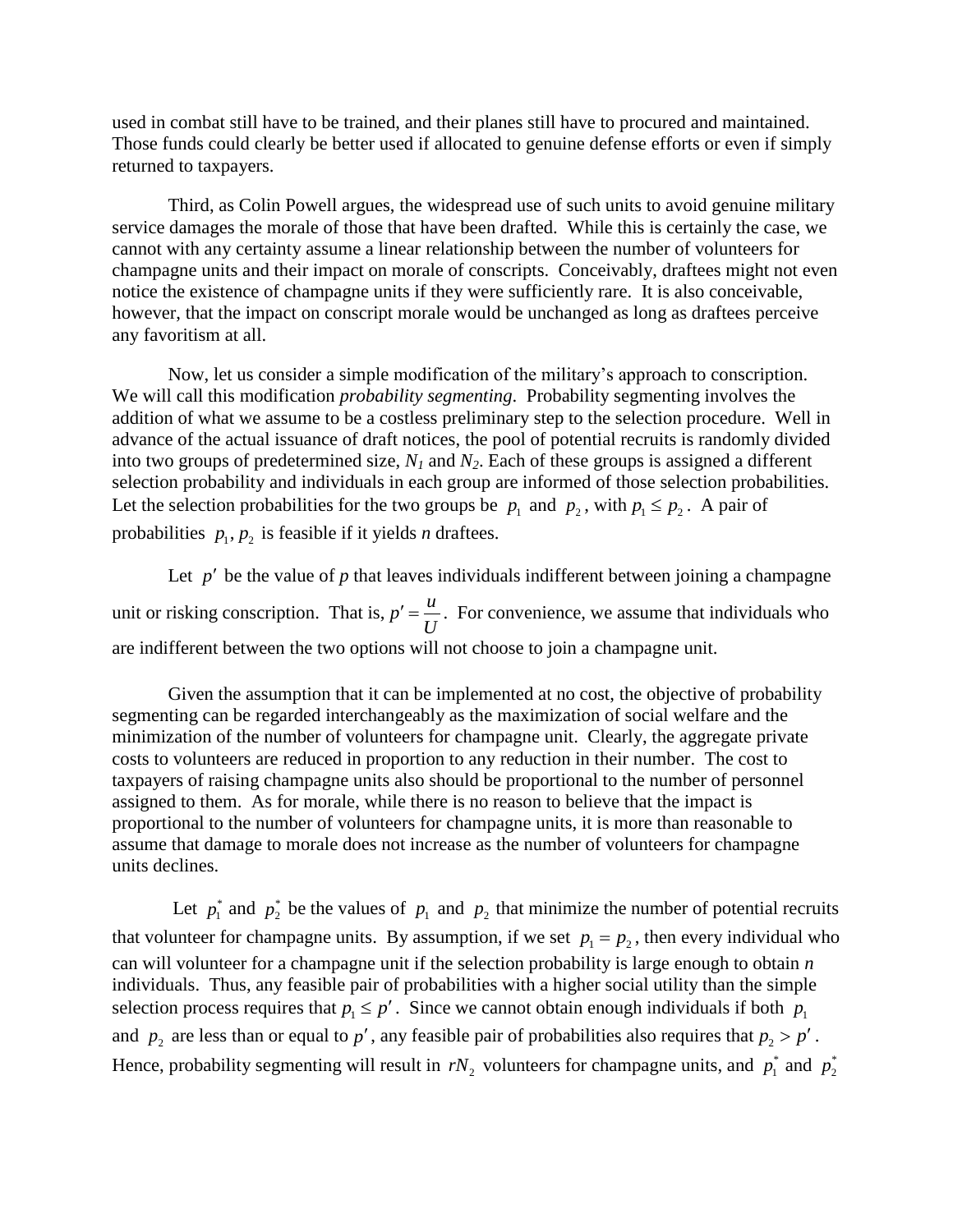used in combat still have to be trained, and their planes still have to procured and maintained. Those funds could clearly be better used if allocated to genuine defense efforts or even if simply returned to taxpayers.

Third, as Colin Powell argues, the widespread use of such units to avoid genuine military service damages the morale of those that have been drafted. While this is certainly the case, we cannot with any certainty assume a linear relationship between the number of volunteers for champagne units and their impact on morale of conscripts. Conceivably, draftees might not even notice the existence of champagne units if they were sufficiently rare. It is also conceivable, however, that the impact on conscript morale would be unchanged as long as draftees perceive any favoritism at all.

Now, let us consider a simple modification of the military's approach to conscription. We will call this modification *probability segmenting*. Probability segmenting involves the addition of what we assume to be a costless preliminary step to the selection procedure. Well in advance of the actual issuance of draft notices, the pool of potential recruits is randomly divided into two groups of predetermined size, $N_1$ and $N_2$. Each of these groups is assigned a different selection probability and individuals in each group are informed of those selection probabilities. Let the selection probabilities for the two groups be $p_1$ and $p_2$, with $p_1 \leq p_2$. A pair of probabilities $p_1, p_2$ is feasible if it yields $n$ draftees.

Let $p'$ be the value of $p$ that leaves individuals indifferent between joining a champagne unit or risking conscription. That is, $p' = \frac{u}{U}$. For convenience, we assume that individuals who are indifferent between the two options will not choose to join a champagne unit.

Given the assumption that it can be implemented at no cost, the objective of probability segmenting can be regarded interchangeably as the maximization of social welfare and the minimization of the number of volunteers for champagne unit. Clearly, the aggregate private costs to volunteers are reduced in proportion to any reduction in their number. The cost to taxpayers of raising champagne units also should be proportional to the number of personnel assigned to them. As for morale, while there is no reason to believe that the impact is proportional to the number of volunteers for champagne units, it is more than reasonable to assume that damage to morale does not increase as the number of volunteers for champagne units declines.

Let $p_1^*$ and $p_2^*$ be the values of $p_1$ and $p_2$ that minimize the number of potential recruits that volunteer for champagne units. By assumption, if we set $p_1 = p_2$, then every individual who can will volunteer for a champagne unit if the selection probability is large enough to obtain $n$ individuals. Thus, any feasible pair of probabilities with a higher social utility than the simple selection process requires that $p_1 \leq p'$. Since we cannot obtain enough individuals if both $p_1$ and $p_2$ are less than or equal to $p'$, any feasible pair of probabilities also requires that $p_2 > p'$. Hence, probability segmenting will result in $rN_2$ volunteers for champagne units, and $p_1^*$ and $p_2^*$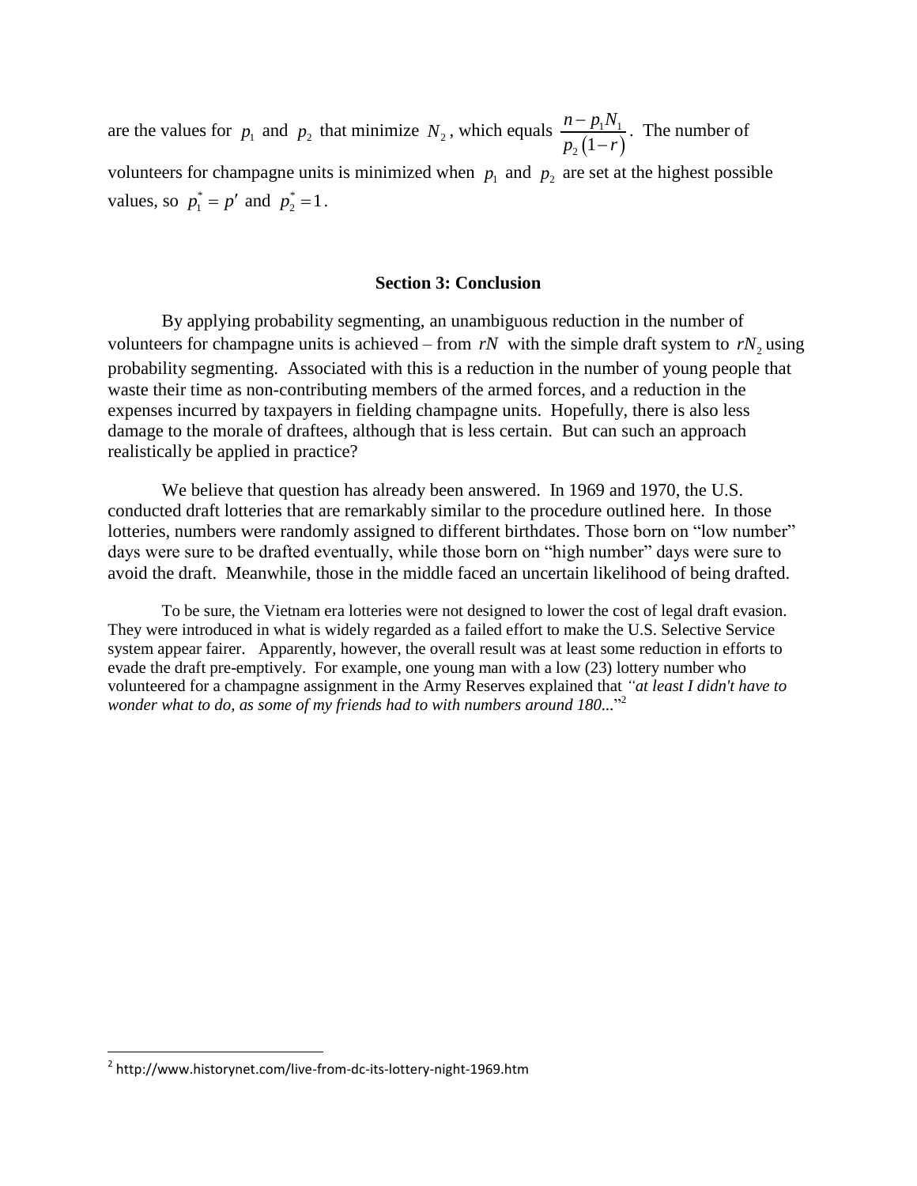are the values for $p_1$ and $p_2$ that minimize $N_2$, which equals $\frac{n - p_1 N_1}{p_2(1-r)}$. The number of volunteers for champagne units is minimized when $p_1$ and $p_2$ are set at the highest possible values, so $p_1^* = p'$ and $p_2^* = 1$.

## Section 3: Conclusion

By applying probability segmenting, an unambiguous reduction in the number of volunteers for champagne units is achieved – from $rN$ with the simple draft system to $rN_2$ using probability segmenting. Associated with this is a reduction in the number of young people that waste their time as non-contributing members of the armed forces, and a reduction in the expenses incurred by taxpayers in fielding champagne units. Hopefully, there is also less damage to the morale of draftees, although that is less certain. But can such an approach realistically be applied in practice?

We believe that question has already been answered. In 1969 and 1970, the U.S. conducted draft lotteries that are remarkably similar to the procedure outlined here. In those lotteries, numbers were randomly assigned to different birthdates. Those born on "low number" days were sure to be drafted eventually, while those born on "high number" days were sure to avoid the draft. Meanwhile, those in the middle faced an uncertain likelihood of being drafted.

To be sure, the Vietnam era lotteries were not designed to lower the cost of legal draft evasion. They were introduced in what is widely regarded as a failed effort to make the U.S. Selective Service system appear fairer. Apparently, however, the overall result was at least some reduction in efforts to evade the draft pre-emptively. For example, one young man with a low (23) lottery number who volunteered for a champagne assignment in the Army Reserves explained that *"at least I didn't have to wonder what to do, as some of my friends had to with numbers around 180...*"[2]

[2] http://www.historynet.com/live-from-dc-its-lottery-night-1969.htm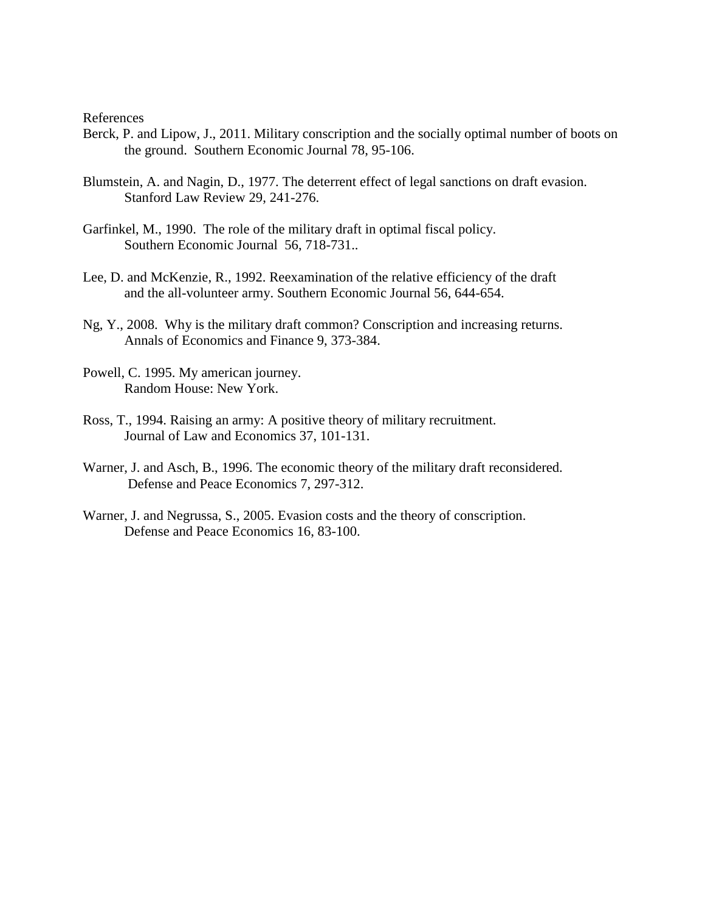References

Berck, P. and Lipow, J., 2011. Military conscription and the socially optimal number of boots on the ground. Southern Economic Journal 78, 95-106.

Blumstein, A. and Nagin, D., 1977. The deterrent effect of legal sanctions on draft evasion. Stanford Law Review 29, 241-276.

Garfinkel, M., 1990. The role of the military draft in optimal fiscal policy. Southern Economic Journal 56, 718-731..

Lee, D. and McKenzie, R., 1992. Reexamination of the relative efficiency of the draft and the all-volunteer army. Southern Economic Journal 56, 644-654.

Ng, Y., 2008. Why is the military draft common? Conscription and increasing returns. Annals of Economics and Finance 9, 373-384.

Powell, C. 1995. My american journey. Random House: New York.

Ross, T., 1994. Raising an army: A positive theory of military recruitment. Journal of Law and Economics 37, 101-131.

Warner, J. and Asch, B., 1996. The economic theory of the military draft reconsidered. Defense and Peace Economics 7, 297-312.

Warner, J. and Negrussa, S., 2005. Evasion costs and the theory of conscription. Defense and Peace Economics 16, 83-100.